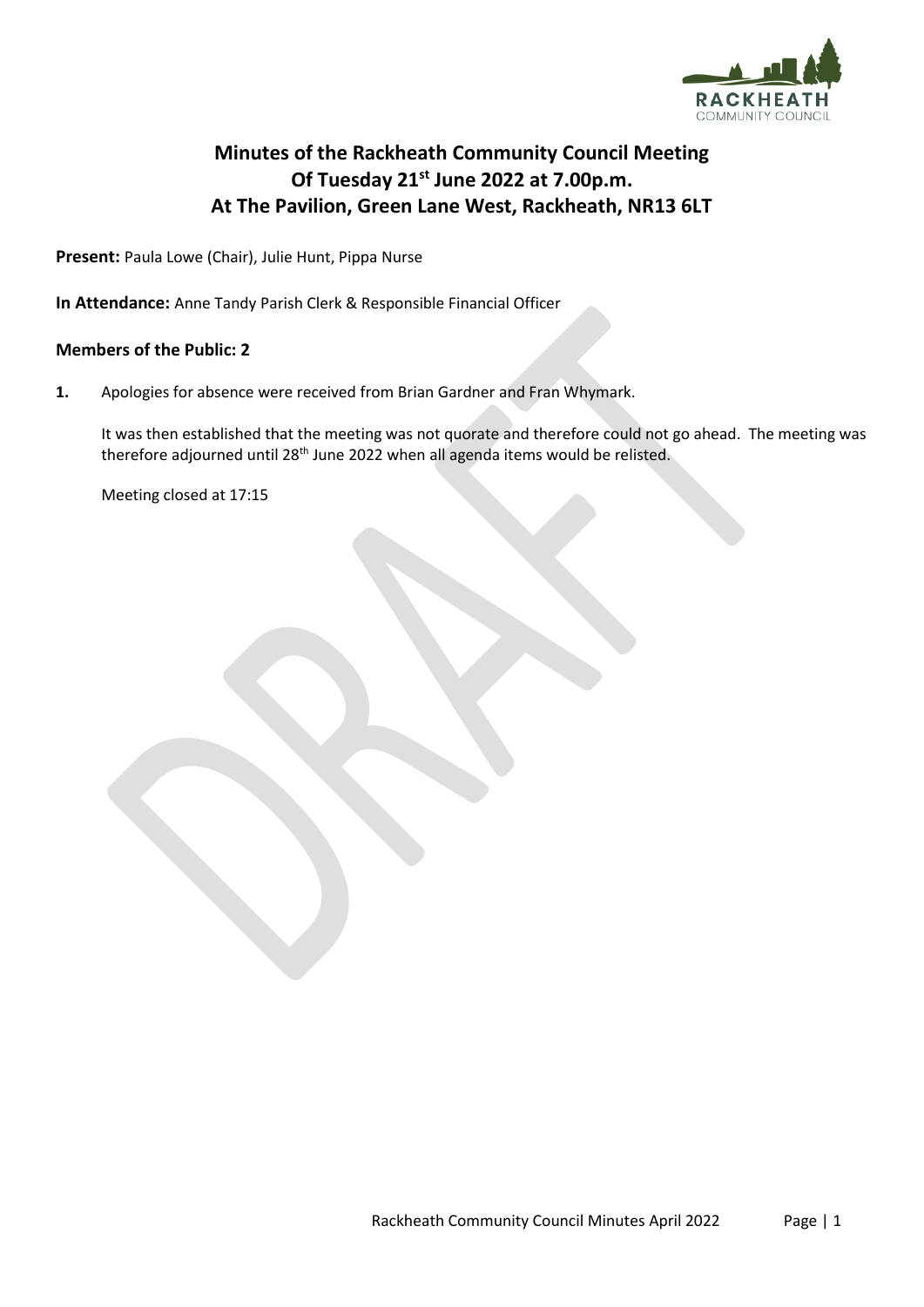# Minutes of the Rackheath Community Council Meeting Of Tuesday 21st June 2022 at 7.00p.m. At The Pavilion, Green Lane West, Rackheath, NR13 6LT

**Present:** Paula Lowe (Chair), Julie Hunt, Pippa Nurse

**In Attendance:** Anne Tandy Parish Clerk & Responsible Financial Officer

**Members of the Public: 2**

**1.** Apologies for absence were received from Brian Gardner and Fran Whymark.

It was then established that the meeting was not quorate and therefore could not go ahead. The meeting was therefore adjourned until 28th June 2022 when all agenda items would be relisted.

Meeting closed at 17:15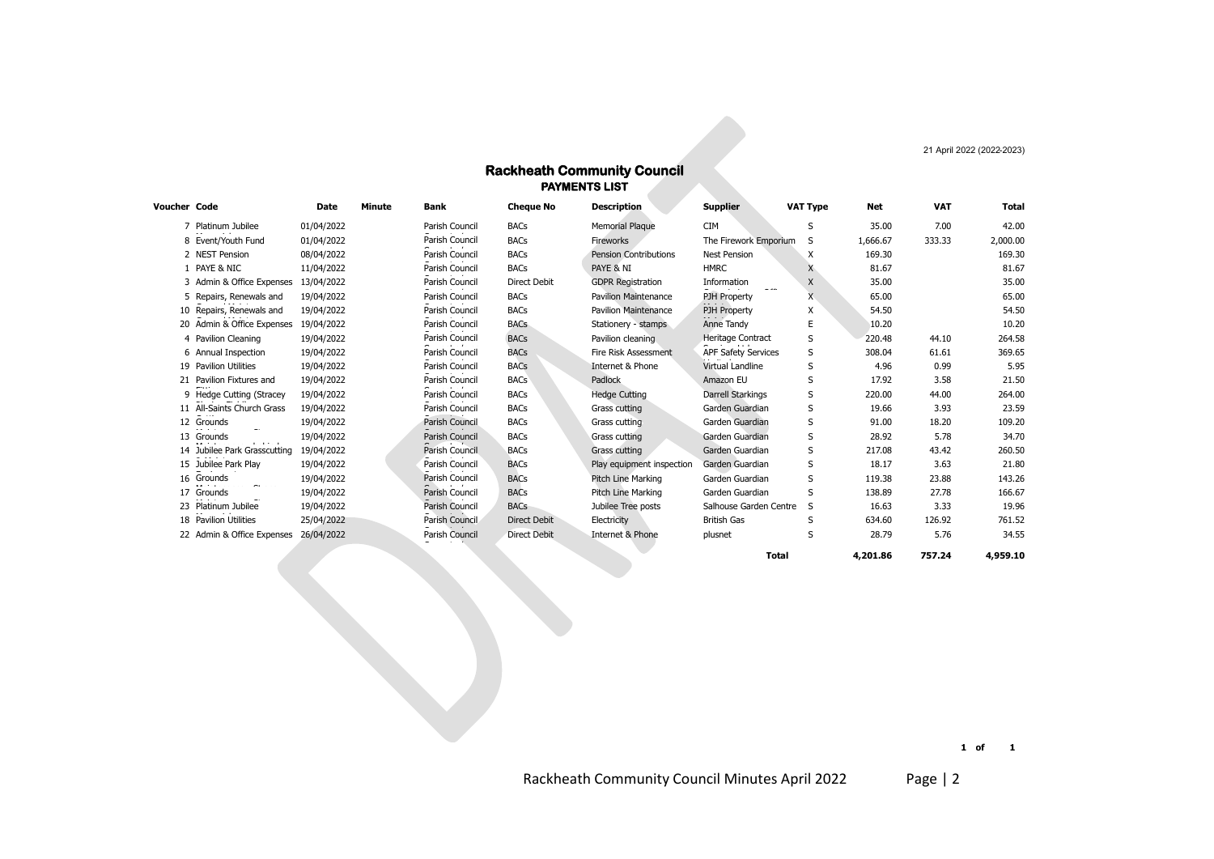21 April 2022 (2022-2023)

# Rackheath Community Council
## PAYMENTS LIST

| Voucher | Code | Date | Minute | Bank | Cheque No | Description | Supplier | VAT Type | Net | VAT | Total |
|---|---|---|---|---|---|---|---|---|---|---|---|
| 7 | Platinum Jubilee | 01/04/2022 | | Parish Council | BACs | Memorial Plaque | CIM | S | 35.00 | 7.00 | 42.00 |
| 8 | Event/Youth Fund | 01/04/2022 | | Parish Council | BACs | Fireworks | The Firework Emporium | S | 1,666.67 | 333.33 | 2,000.00 |
| 2 | NEST Pension | 08/04/2022 | | Parish Council | BACs | Pension Contributions | Nest Pension | X | 169.30 | | 169.30 |
| 1 | PAYE & NIC | 11/04/2022 | | Parish Council | BACs | PAYE & NI | HMRC | X | 81.67 | | 81.67 |
| 3 | Admin & Office Expenses | 13/04/2022 | | Parish Council | Direct Debit | GDPR Registration | Information | X | 35.00 | | 35.00 |
| 5 | Repairs, Renewals and | 19/04/2022 | | Parish Council | BACs | Pavilion Maintenance | PJH Property | X | 65.00 | | 65.00 |
| 10 | Repairs, Renewals and | 19/04/2022 | | Parish Council | BACs | Pavilion Maintenance | PJH Property | X | 54.50 | | 54.50 |
| 20 | Admin & Office Expenses | 19/04/2022 | | Parish Council | BACs | Stationery - stamps | Anne Tandy | E | 10.20 | | 10.20 |
| 4 | Pavilion Cleaning | 19/04/2022 | | Parish Council | BACs | Pavilion cleaning | Heritage Contract | S | 220.48 | 44.10 | 264.58 |
| 6 | Annual Inspection | 19/04/2022 | | Parish Council | BACs | Fire Risk Assessment | APF Safety Services | S | 308.04 | 61.61 | 369.65 |
| 19 | Pavilion Utilities | 19/04/2022 | | Parish Council | BACs | Internet & Phone | Virtual Landline | S | 4.96 | 0.99 | 5.95 |
| 21 | Pavilion Fixtures and | 19/04/2022 | | Parish Council | BACs | Padlock | Amazon EU | S | 17.92 | 3.58 | 21.50 |
| 9 | Hedge Cutting (Stracey | 19/04/2022 | | Parish Council | BACs | Hedge Cutting | Darrell Starkings | S | 220.00 | 44.00 | 264.00 |
| 11 | All-Saints Church Grass | 19/04/2022 | | Parish Council | BACs | Grass cutting | Garden Guardian | S | 19.66 | 3.93 | 23.59 |
| 12 | Grounds | 19/04/2022 | | Parish Council | BACs | Grass cutting | Garden Guardian | S | 91.00 | 18.20 | 109.20 |
| 13 | Grounds | 19/04/2022 | | Parish Council | BACs | Grass cutting | Garden Guardian | S | 28.92 | 5.78 | 34.70 |
| 14 | Jubilee Park Grasscutting | 19/04/2022 | | Parish Council | BACs | Grass cutting | Garden Guardian | S | 217.08 | 43.42 | 260.50 |
| 15 | Jubilee Park Play | 19/04/2022 | | Parish Council | BACs | Play equipment inspection | Garden Guardian | S | 18.17 | 3.63 | 21.80 |
| 16 | Grounds | 19/04/2022 | | Parish Council | BACs | Pitch Line Marking | Garden Guardian | S | 119.38 | 23.88 | 143.26 |
| 17 | Grounds | 19/04/2022 | | Parish Council | BACs | Pitch Line Marking | Garden Guardian | S | 138.89 | 27.78 | 166.67 |
| 23 | Platinum Jubilee | 19/04/2022 | | Parish Council | BACs | Jubilee Tree posts | Salhouse Garden Centre | S | 16.63 | 3.33 | 19.96 |
| 18 | Pavilion Utilities | 25/04/2022 | | Parish Council | Direct Debit | Electricity | British Gas | S | 634.60 | 126.92 | 761.52 |
| 22 | Admin & Office Expenses | 26/04/2022 | | Parish Council | Direct Debit | Internet & Phone | plusnet | S | 28.79 | 5.76 | 34.55 |
| | | | | | | | **Total** | | **4,201.86** | **757.24** | **4,959.10** |

Rackheath Community Council Minutes April 2022